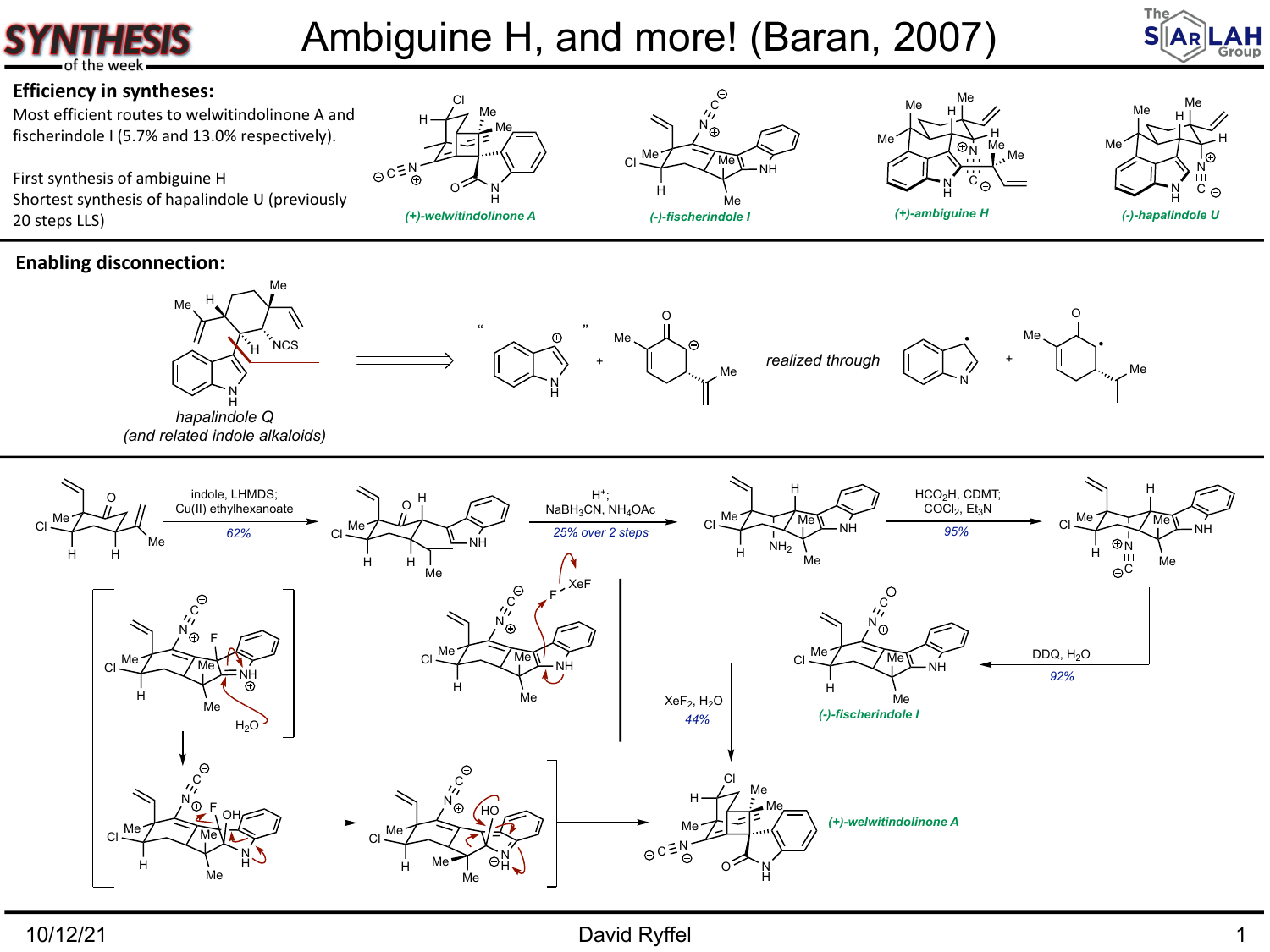# Ambiguine H, and more! (Baran, 2007)

## Efficiency in syntheses:

Most efficient routes to welwitindolinone A and fischerindole I (5.7% and 13.0% respectively).

First synthesis of ambiguine H

Shortest synthesis of hapalindole U (previously 20 steps LLS)

*(+)-welwitindolinone A* *(-)-fischerindole I* *(+)-ambiguine H* *(-)-hapalindole U*

## Enabling disconnection:

*hapalindole Q*
*(and related indole alkaloids)*

*realized through*

indole, LHMDS; Cu(II) ethylhexanoate — 62%

$H^+$; $NaBH_3CN$, $NH_4OAc$ — 25% over 2 steps

$HCO_2H$, CDMT; $COCl_2$, $Et_3N$ — 95%

DDQ, $H_2O$ — 92%

*(-)-fischerindole I*

$XeF_2$, $H_2O$ — 44%

*(+)-welwitindolinone A*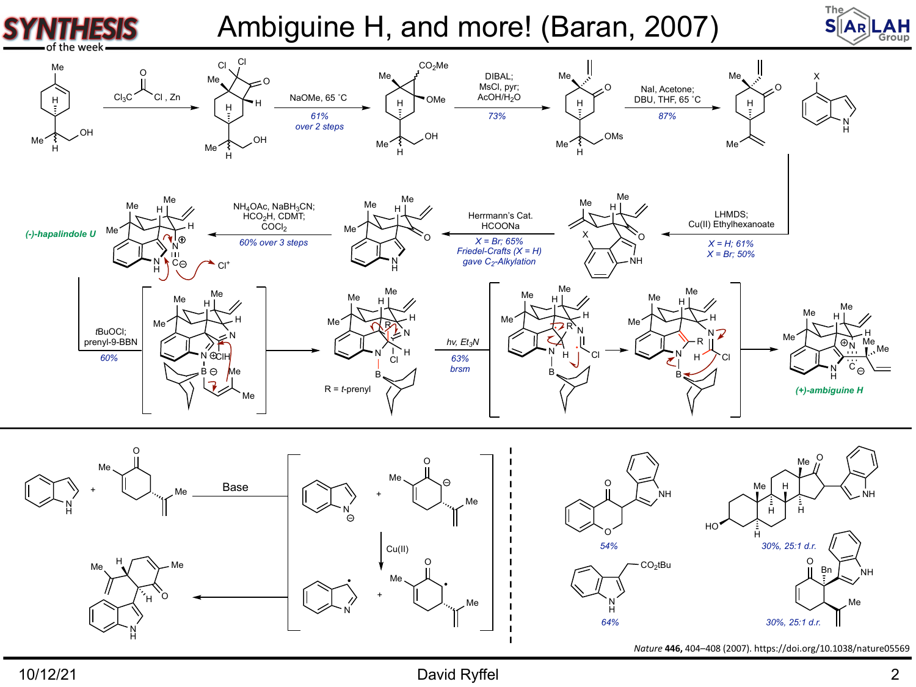# Ambiguine H, and more! (Baran, 2007)

$Cl_3CCOCl$, Zn

NaOMe, 65 ˚C

*61% over 2 steps*

DIBAL; MsCl, pyr; AcOH/$H_2O$

*73%*

NaI, Acetone; DBU, THF, 65 ˚C

*87%*

LHMDS; Cu(II) Ethylhexanoate

*X = H; 61%*
*X = Br; 50%*

Herrmann's Cat. HCOONa

*X = Br; 65%*
*Friedel-Crafts (X = H) gave $C_2$-Alkylation*

$NH_4OAc$, $NaBH_3CN$; $HCO_2H$, CDMT; $COCl_2$

*60% over 3 steps*

*(-)-hapalindole U*

*t*BuOCl; prenyl-9-BBN

*60%*

R = *t*-prenyl

*hv*, $Et_3N$

*63% brsm*

*(+)-ambiguine H*

Base

Cu(II)

*54%*

*30%, 25:1 d.r.*

*64%*

*30%, 25:1 d.r.*

*Nature* **446**, 404–408 (2007). https://doi.org/10.1038/nature05569